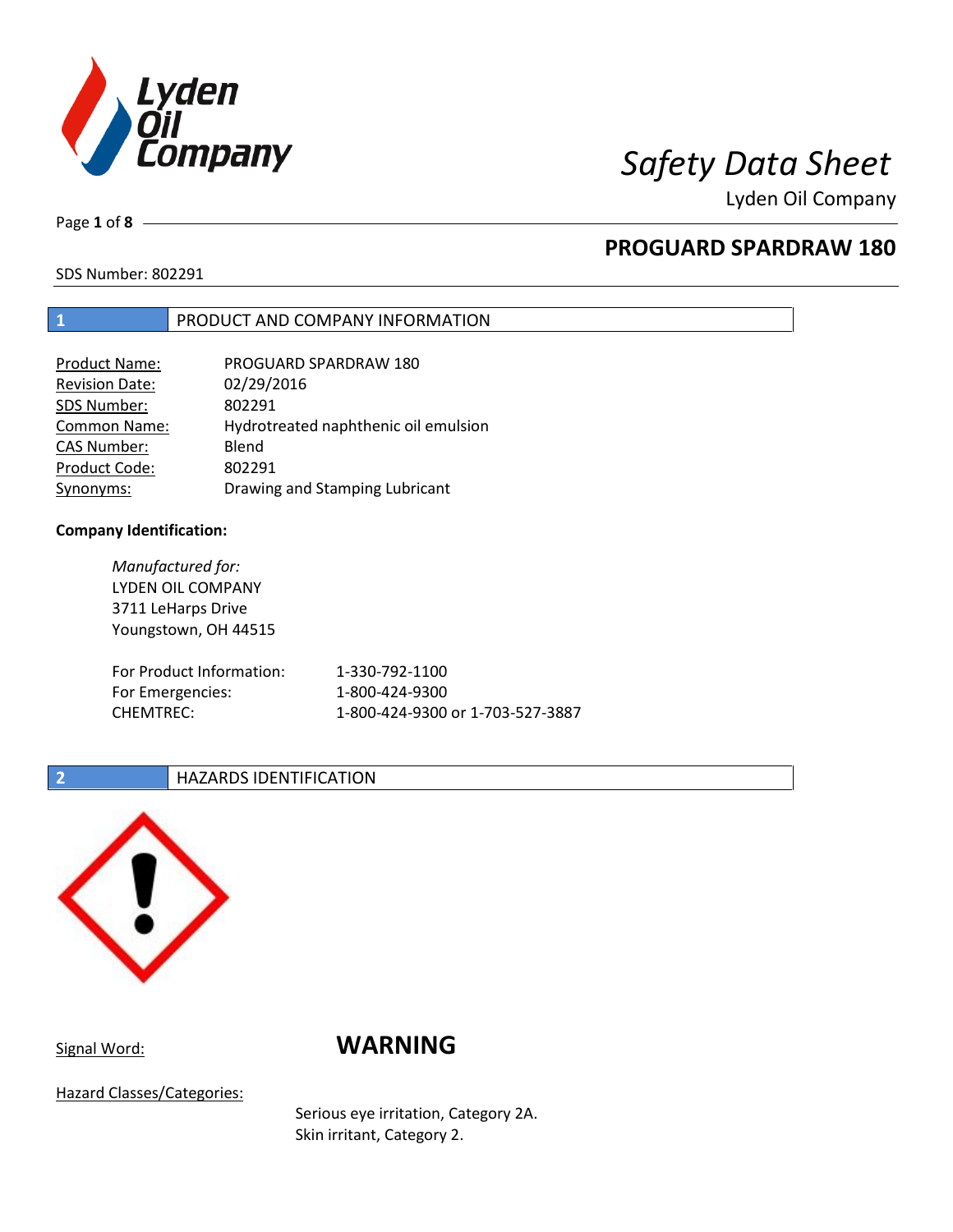# Safety Data Sheet

Lyden Oil Company

## PROGUARD SPARDRAW 180

SDS Number: 802291

## 1 PRODUCT AND COMPANY INFORMATION

| | |
|---|---|
| Product Name: | PROGUARD SPARDRAW 180 |
| Revision Date: | 02/29/2016 |
| SDS Number: | 802291 |
| Common Name: | Hydrotreated naphthenic oil emulsion |
| CAS Number: | Blend |
| Product Code: | 802291 |
| Synonyms: | Drawing and Stamping Lubricant |

**Company Identification:**

*Manufactured for:*
LYDEN OIL COMPANY
3711 LeHarps Drive
Youngstown, OH 44515

| | |
|---|---|
| For Product Information: | 1-330-792-1100 |
| For Emergencies: | 1-800-424-9300 |
| CHEMTREC: | 1-800-424-9300 or 1-703-527-3887 |

## 2 HAZARDS IDENTIFICATION

Signal Word: **WARNING**

Hazard Classes/Categories:

Serious eye irritation, Category 2A.
Skin irritant, Category 2.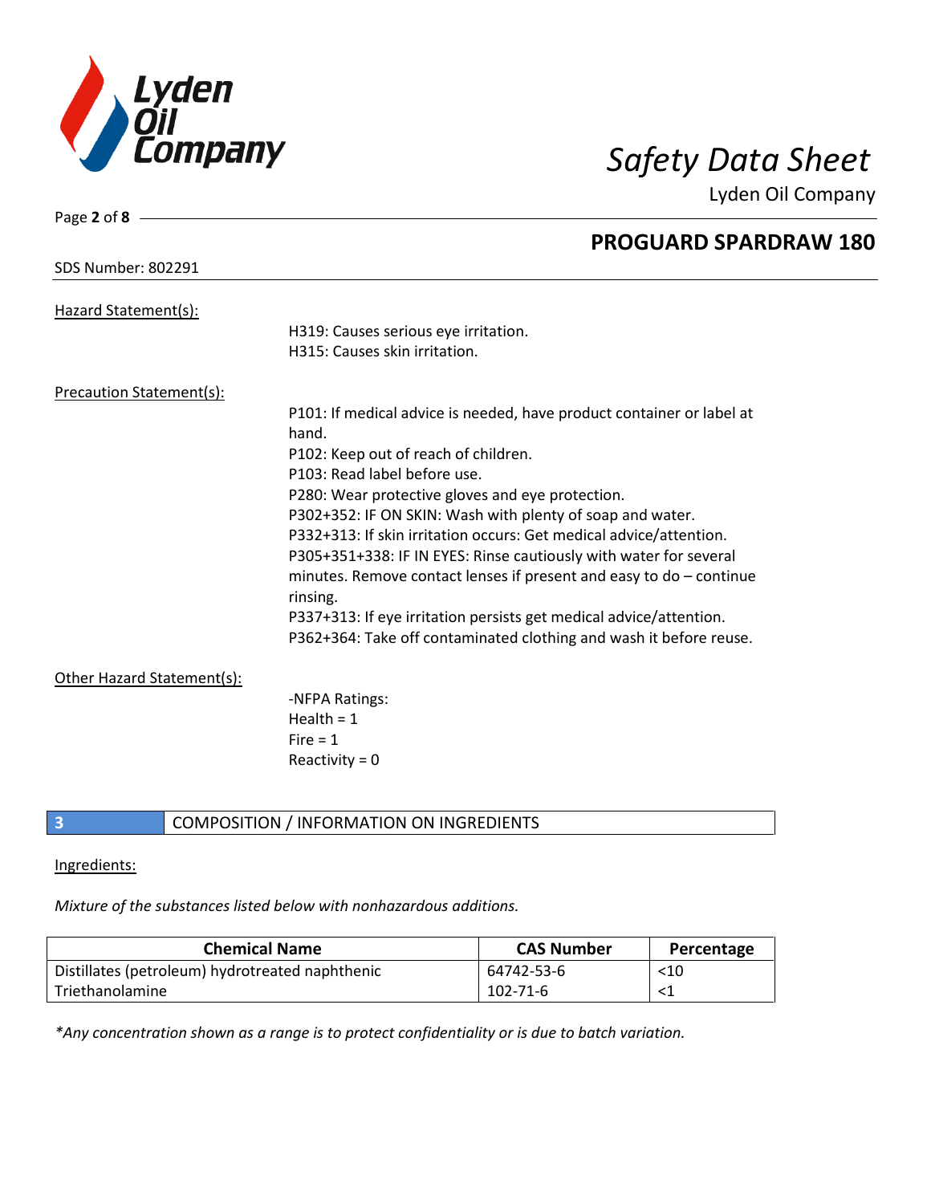SDS Number: 802291

## PROGUARD SPARDRAW 180

Hazard Statement(s):

H319: Causes serious eye irritation.
H315: Causes skin irritation.

Precaution Statement(s):

P101: If medical advice is needed, have product container or label at hand.
P102: Keep out of reach of children.
P103: Read label before use.
P280: Wear protective gloves and eye protection.
P302+352: IF ON SKIN: Wash with plenty of soap and water.
P332+313: If skin irritation occurs: Get medical advice/attention.
P305+351+338: IF IN EYES: Rinse cautiously with water for several minutes. Remove contact lenses if present and easy to do – continue rinsing.
P337+313: If eye irritation persists get medical advice/attention.
P362+364: Take off contaminated clothing and wash it before reuse.

Other Hazard Statement(s):

-NFPA Ratings:
Health = 1
Fire = 1
Reactivity = 0

## 3 COMPOSITION / INFORMATION ON INGREDIENTS

Ingredients:

*Mixture of the substances listed below with nonhazardous additions.*

| Chemical Name | CAS Number | Percentage |
|---|---|---|
| Distillates (petroleum) hydrotreated naphthenic | 64742-53-6 | <10 |
| Triethanolamine | 102-71-6 | <1 |

*\*Any concentration shown as a range is to protect confidentiality or is due to batch variation.*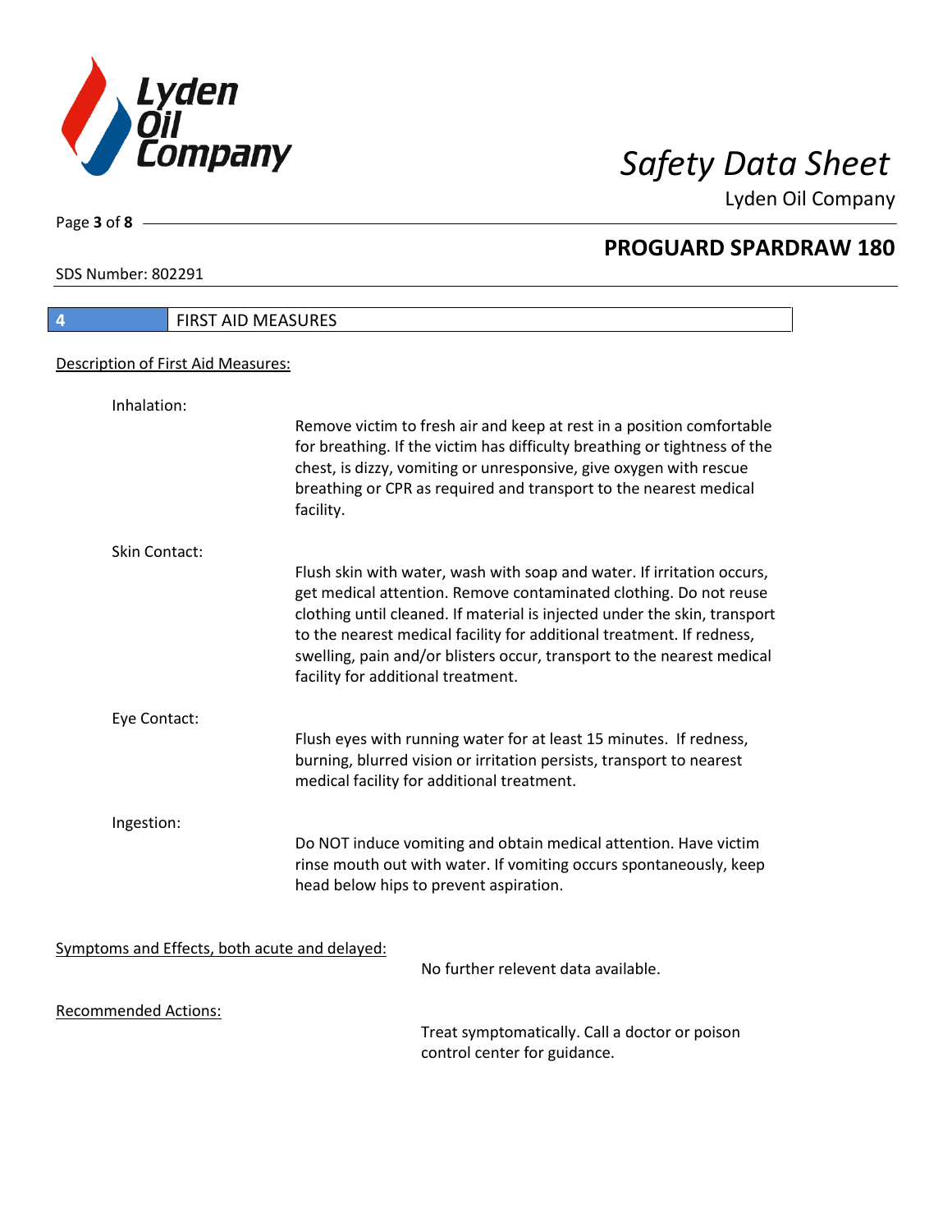## 4 FIRST AID MEASURES

### Description of First Aid Measures:

**Inhalation:**

Remove victim to fresh air and keep at rest in a position comfortable for breathing. If the victim has difficulty breathing or tightness of the chest, is dizzy, vomiting or unresponsive, give oxygen with rescue breathing or CPR as required and transport to the nearest medical facility.

**Skin Contact:**

Flush skin with water, wash with soap and water. If irritation occurs, get medical attention. Remove contaminated clothing. Do not reuse clothing until cleaned. If material is injected under the skin, transport to the nearest medical facility for additional treatment. If redness, swelling, pain and/or blisters occur, transport to the nearest medical facility for additional treatment.

**Eye Contact:**

Flush eyes with running water for at least 15 minutes. If redness, burning, blurred vision or irritation persists, transport to nearest medical facility for additional treatment.

**Ingestion:**

Do NOT induce vomiting and obtain medical attention. Have victim rinse mouth out with water. If vomiting occurs spontaneously, keep head below hips to prevent aspiration.

### Symptoms and Effects, both acute and delayed:

No further relevent data available.

### Recommended Actions:

Treat symptomatically. Call a doctor or poison control center for guidance.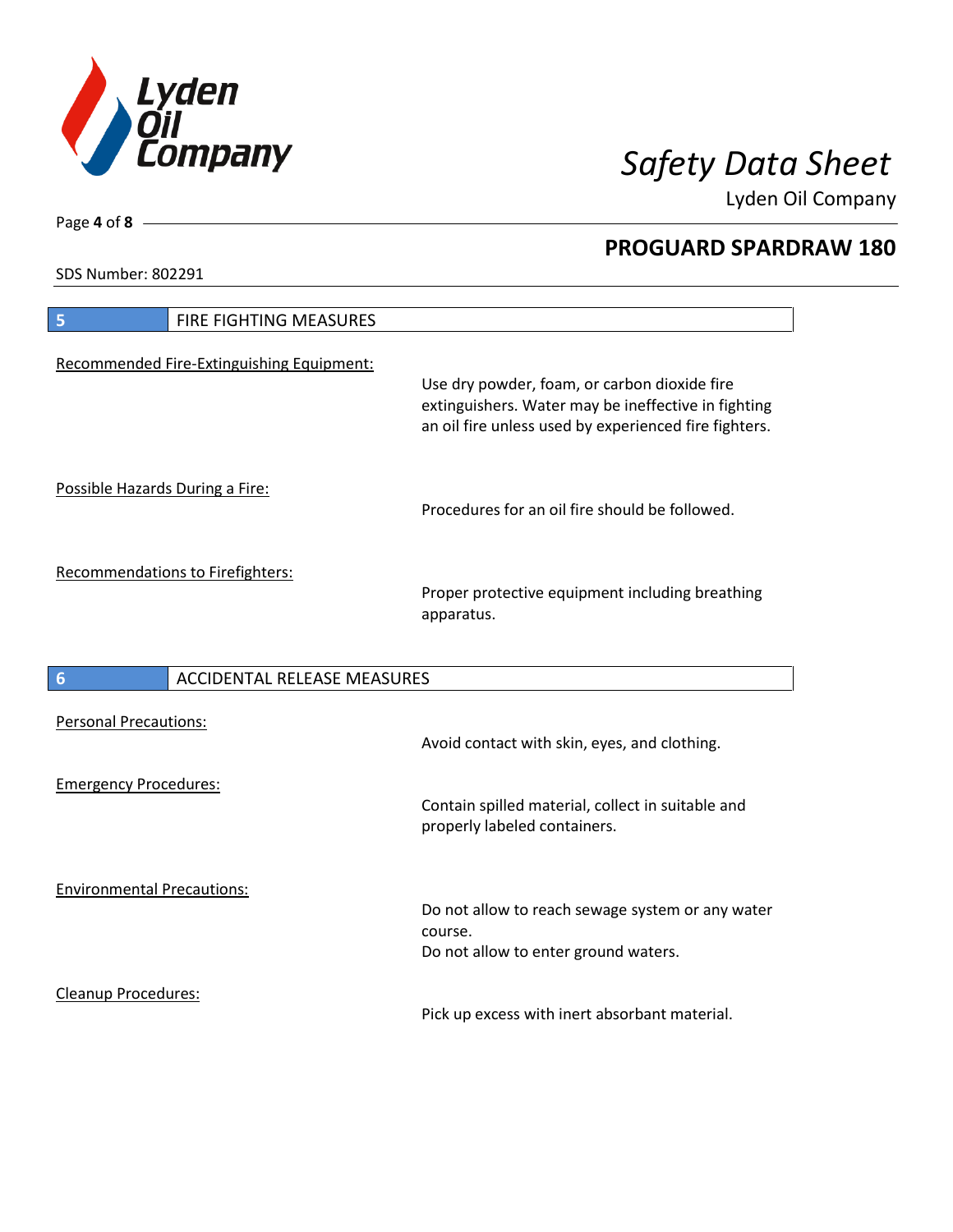## 5 FIRE FIGHTING MEASURES

Recommended Fire-Extinguishing Equipment:

Use dry powder, foam, or carbon dioxide fire extinguishers. Water may be ineffective in fighting an oil fire unless used by experienced fire fighters.

Possible Hazards During a Fire:

Procedures for an oil fire should be followed.

Recommendations to Firefighters:

Proper protective equipment including breathing apparatus.

## 6 ACCIDENTAL RELEASE MEASURES

Personal Precautions:

Avoid contact with skin, eyes, and clothing.

Emergency Procedures:

Contain spilled material, collect in suitable and properly labeled containers.

Environmental Precautions:

Do not allow to reach sewage system or any water course.
Do not allow to enter ground waters.

Cleanup Procedures:

Pick up excess with inert absorbant material.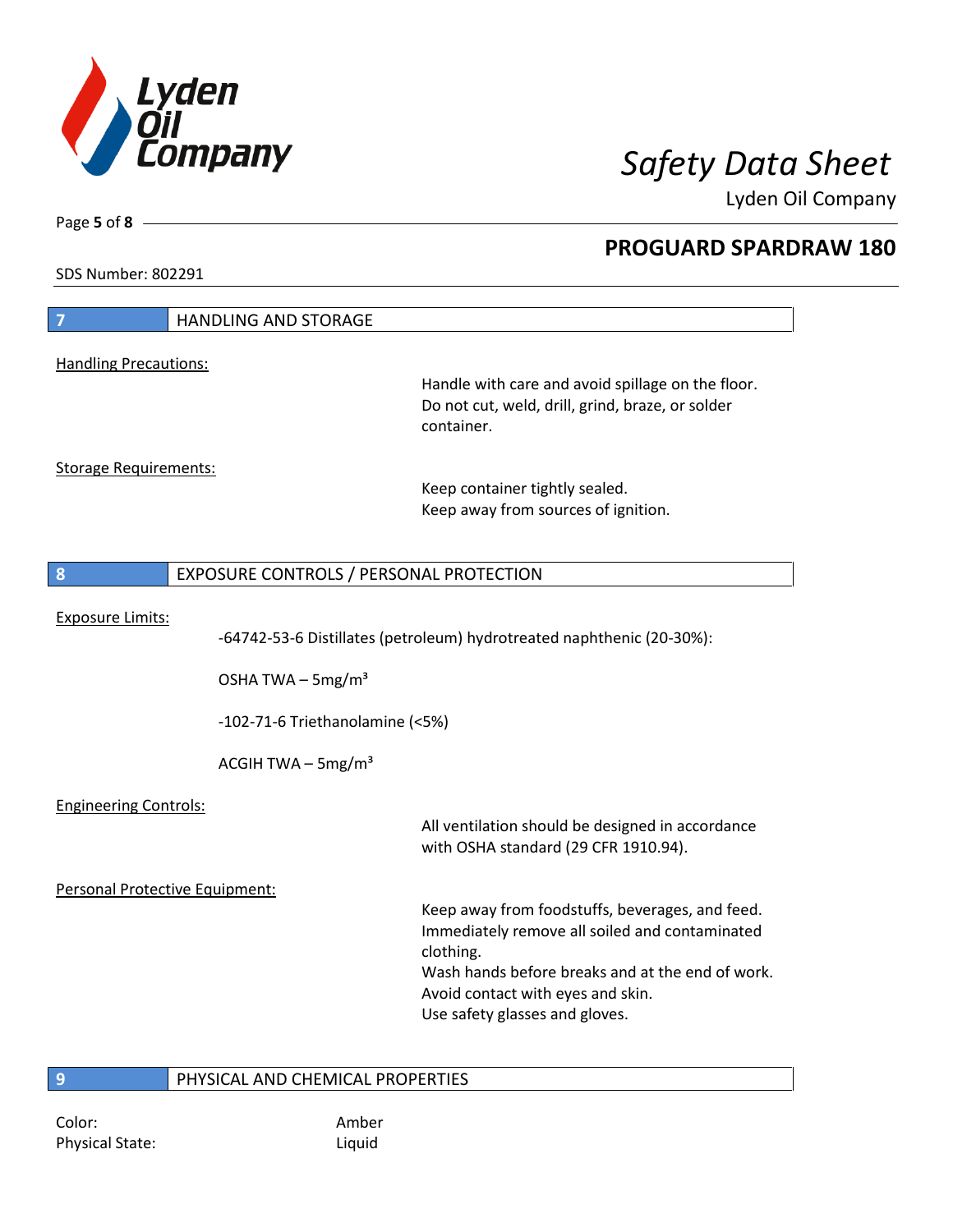SDS Number: 802291

## 7 HANDLING AND STORAGE

Handling Precautions:

Handle with care and avoid spillage on the floor.
Do not cut, weld, drill, grind, braze, or solder container.

Storage Requirements:

Keep container tightly sealed.
Keep away from sources of ignition.

## 8 EXPOSURE CONTROLS / PERSONAL PROTECTION

Exposure Limits:

-64742-53-6 Distillates (petroleum) hydrotreated naphthenic (20-30%):

OSHA TWA – 5mg/m³

-102-71-6 Triethanolamine (<5%)

ACGIH TWA – 5mg/m³

Engineering Controls:

All ventilation should be designed in accordance with OSHA standard (29 CFR 1910.94).

Personal Protective Equipment:

Keep away from foodstuffs, beverages, and feed.
Immediately remove all soiled and contaminated clothing.
Wash hands before breaks and at the end of work.
Avoid contact with eyes and skin.
Use safety glasses and gloves.

## 9 PHYSICAL AND CHEMICAL PROPERTIES

Color: Amber
Physical State: Liquid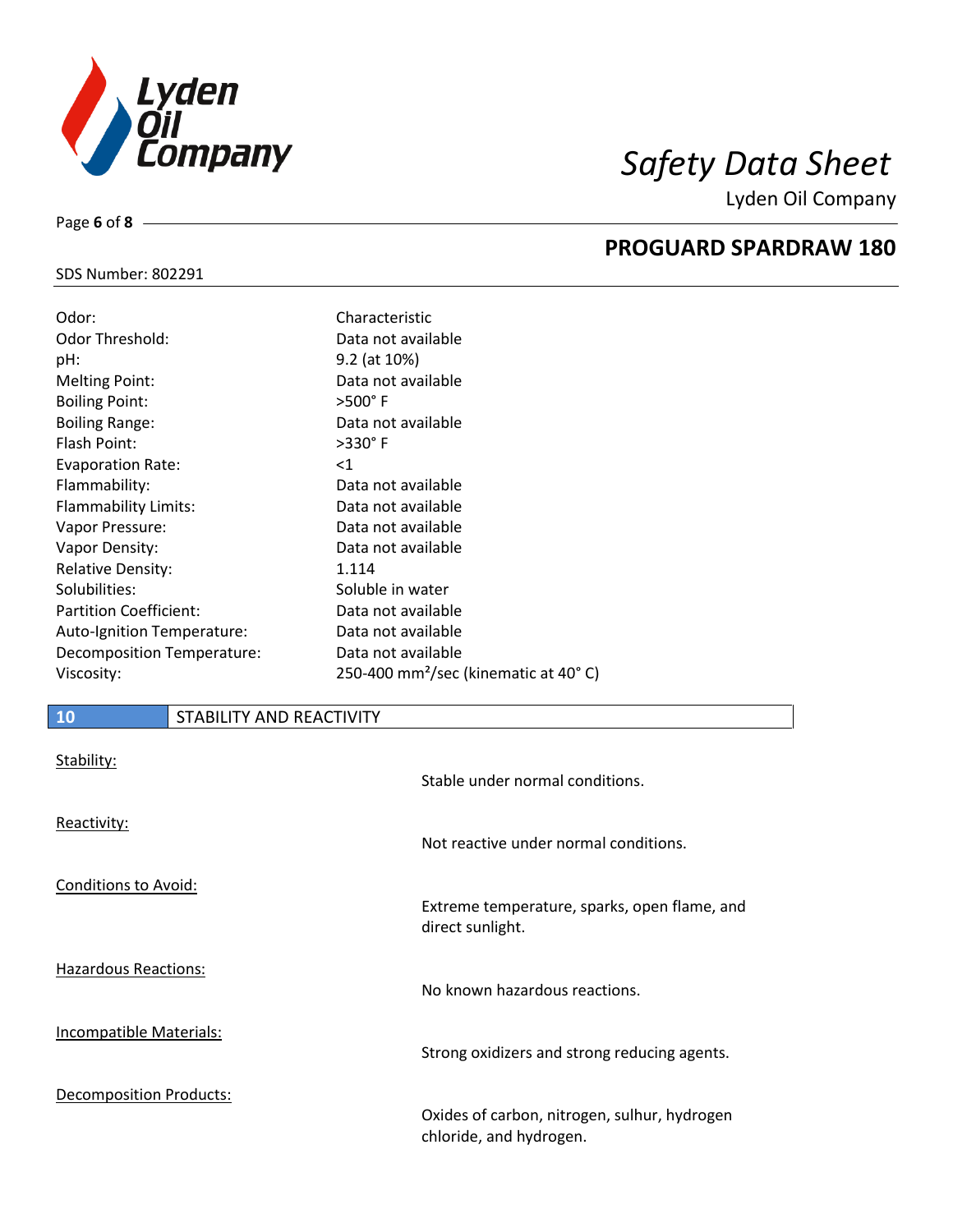| | |
|---|---|
| Odor: | Characteristic |
| Odor Threshold: | Data not available |
| pH: | 9.2 (at 10%) |
| Melting Point: | Data not available |
| Boiling Point: | >500° F |
| Boiling Range: | Data not available |
| Flash Point: | >330° F |
| Evaporation Rate: | <1 |
| Flammability: | Data not available |
| Flammability Limits: | Data not available |
| Vapor Pressure: | Data not available |
| Vapor Density: | Data not available |
| Relative Density: | 1.114 |
| Solubilities: | Soluble in water |
| Partition Coefficient: | Data not available |
| Auto-Ignition Temperature: | Data not available |
| Decomposition Temperature: | Data not available |
| Viscosity: | 250-400 $mm^2$/sec (kinematic at 40° C) |

## 10 STABILITY AND REACTIVITY

Stability:

Stable under normal conditions.

Reactivity:

Not reactive under normal conditions.

Conditions to Avoid:

Extreme temperature, sparks, open flame, and direct sunlight.

Hazardous Reactions:

No known hazardous reactions.

Incompatible Materials:

Strong oxidizers and strong reducing agents.

Decomposition Products:

Oxides of carbon, nitrogen, sulhur, hydrogen chloride, and hydrogen.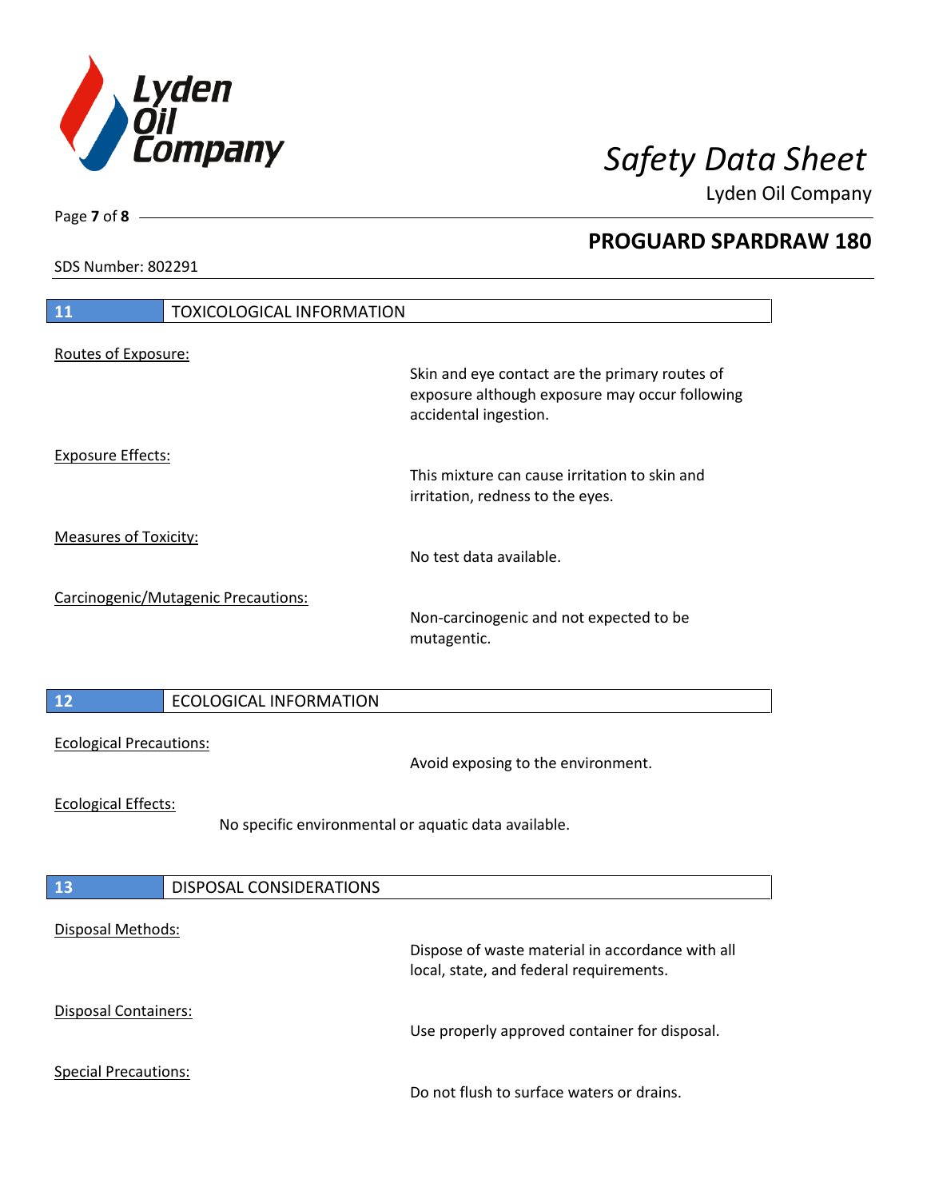SDS Number: 802291

## 11 TOXICOLOGICAL INFORMATION

Routes of Exposure:

Skin and eye contact are the primary routes of exposure although exposure may occur following accidental ingestion.

Exposure Effects:

This mixture can cause irritation to skin and irritation, redness to the eyes.

Measures of Toxicity:

No test data available.

Carcinogenic/Mutagenic Precautions:

Non-carcinogenic and not expected to be mutagentic.

## 12 ECOLOGICAL INFORMATION

Ecological Precautions:

Avoid exposing to the environment.

Ecological Effects:

No specific environmental or aquatic data available.

## 13 DISPOSAL CONSIDERATIONS

Disposal Methods:

Dispose of waste material in accordance with all local, state, and federal requirements.

Disposal Containers:

Use properly approved container for disposal.

Special Precautions:

Do not flush to surface waters or drains.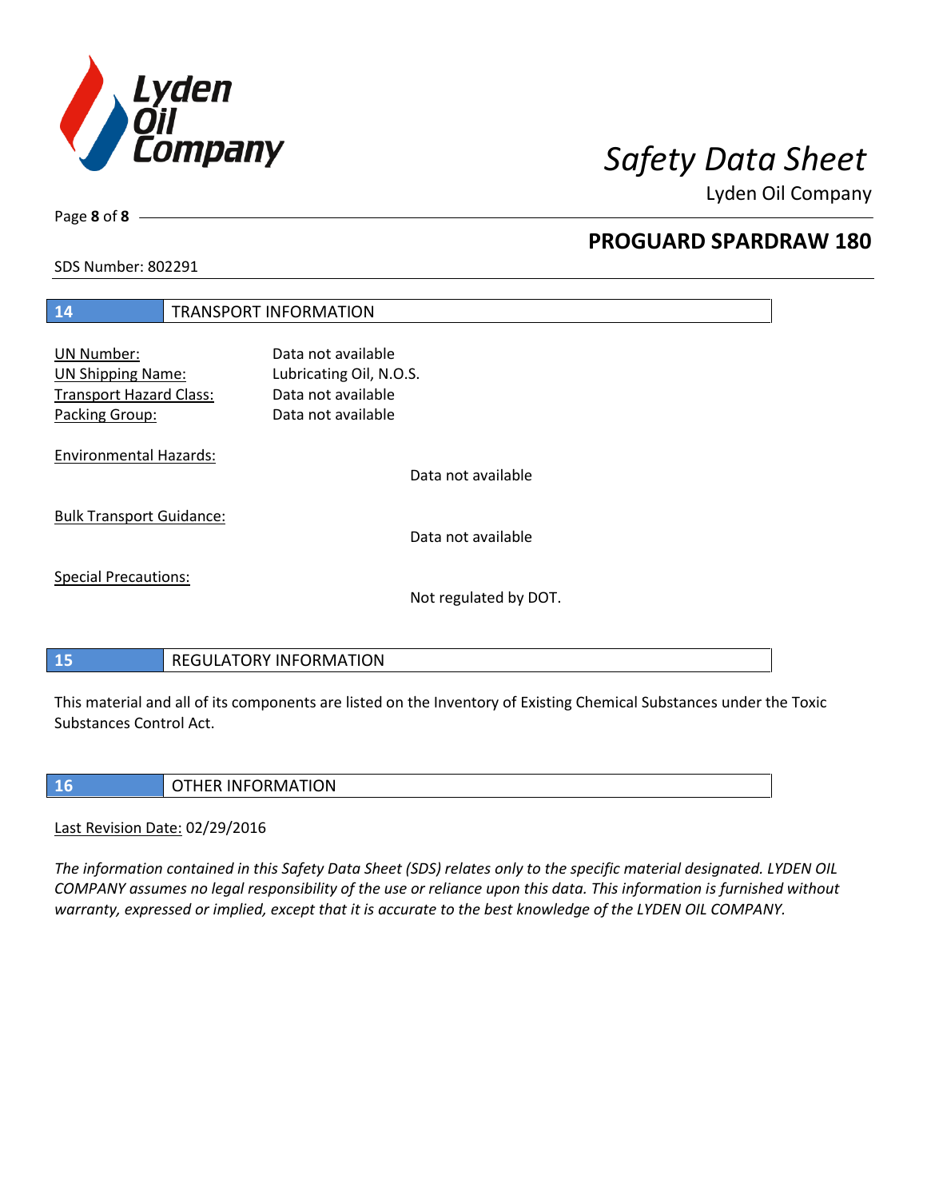## 14 TRANSPORT INFORMATION

UN Number: Data not available
UN Shipping Name: Lubricating Oil, N.O.S.
Transport Hazard Class: Data not available
Packing Group: Data not available

Environmental Hazards:
Data not available

Bulk Transport Guidance:
Data not available

Special Precautions:
Not regulated by DOT.

## 15 REGULATORY INFORMATION

This material and all of its components are listed on the Inventory of Existing Chemical Substances under the Toxic Substances Control Act.

## 16 OTHER INFORMATION

Last Revision Date: 02/29/2016

*The information contained in this Safety Data Sheet (SDS) relates only to the specific material designated. LYDEN OIL COMPANY assumes no legal responsibility of the use or reliance upon this data. This information is furnished without warranty, expressed or implied, except that it is accurate to the best knowledge of the LYDEN OIL COMPANY.*